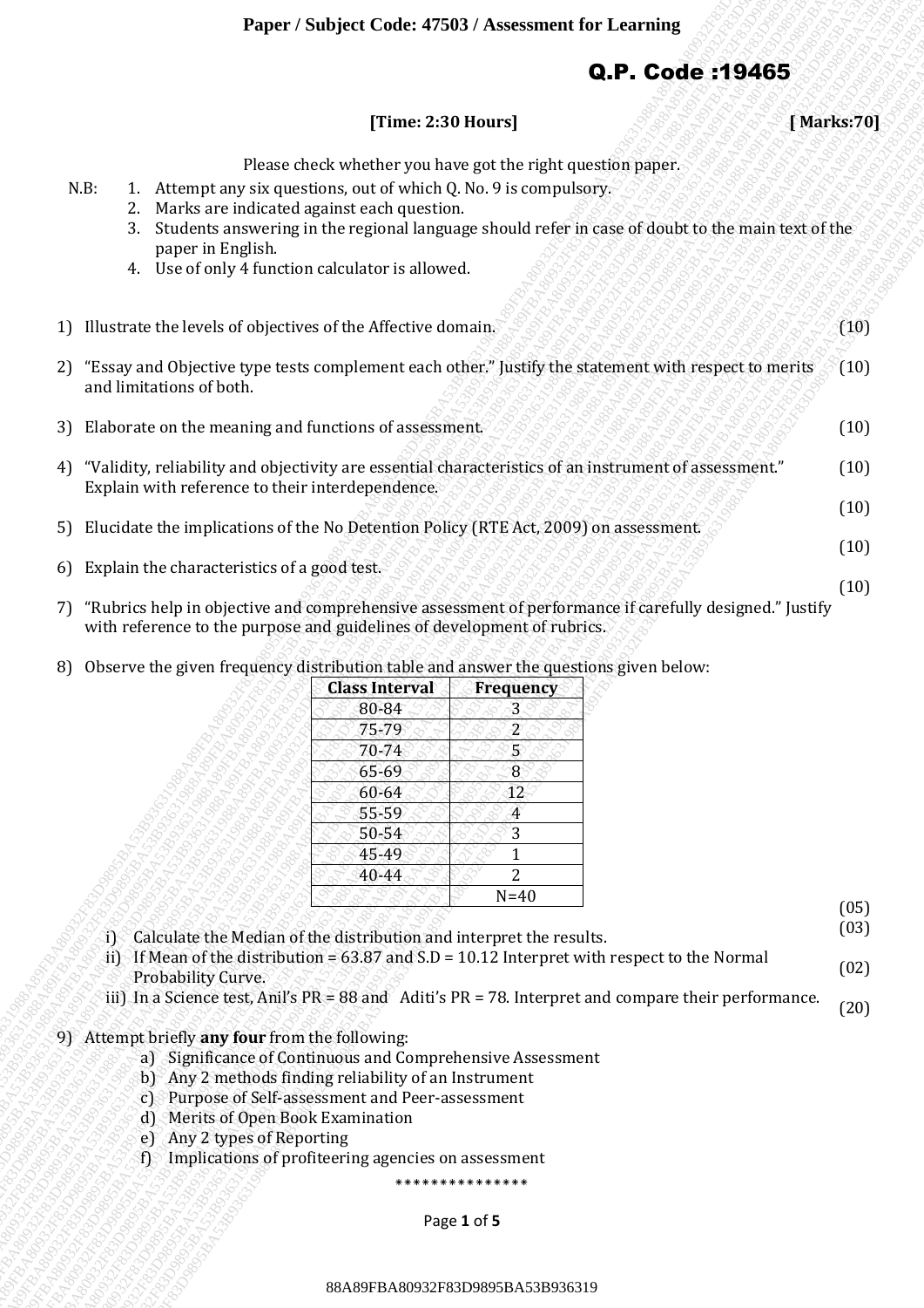Paper / Subject Code: 47503 / Assessment for Learning

# Q.P. Code :19465

**[Time: 2:30 Hours]** **[ Marks:70]**

Please check whether you have got the right question paper.

N.B:
1. Attempt any six questions, out of which Q. No. 9 is compulsory.
2. Marks are indicated against each question.
3. Students answering in the regional language should refer in case of doubt to the main text of the paper in English.
4. Use of only 4 function calculator is allowed.

1) Illustrate the levels of objectives of the Affective domain. (10)

2) "Essay and Objective type tests complement each other." Justify the statement with respect to merits and limitations of both. (10)

3) Elaborate on the meaning and functions of assessment. (10)

4) "Validity, reliability and objectivity are essential characteristics of an instrument of assessment." Explain with reference to their interdependence. (10)

5) Elucidate the implications of the No Detention Policy (RTE Act, 2009) on assessment. (10)

6) Explain the characteristics of a good test. (10)

7) "Rubrics help in objective and comprehensive assessment of performance if carefully designed." Justify with reference to the purpose and guidelines of development of rubrics. (10)

8) Observe the given frequency distribution table and answer the questions given below:

| Class Interval | Frequency |
|---|---|
| 80-84 | 3 |
| 75-79 | 2 |
| 70-74 | 5 |
| 65-69 | 8 |
| 60-64 | 12 |
| 55-59 | 4 |
| 50-54 | 3 |
| 45-49 | 1 |
| 40-44 | 2 |
| | N=40 |

i) Calculate the Median of the distribution and interpret the results. (05)

ii) If Mean of the distribution = 63.87 and S.D = 10.12 Interpret with respect to the Normal Probability Curve. (03)

iii) In a Science test, Anil's PR = 88 and Aditi's PR = 78. Interpret and compare their performance. (02)

9) Attempt briefly **any four** from the following: (20)

a) Significance of Continuous and Comprehensive Assessment
b) Any 2 methods finding reliability of an Instrument
c) Purpose of Self-assessment and Peer-assessment
d) Merits of Open Book Examination
e) Any 2 types of Reporting
f) Implications of profiteering agencies on assessment

***************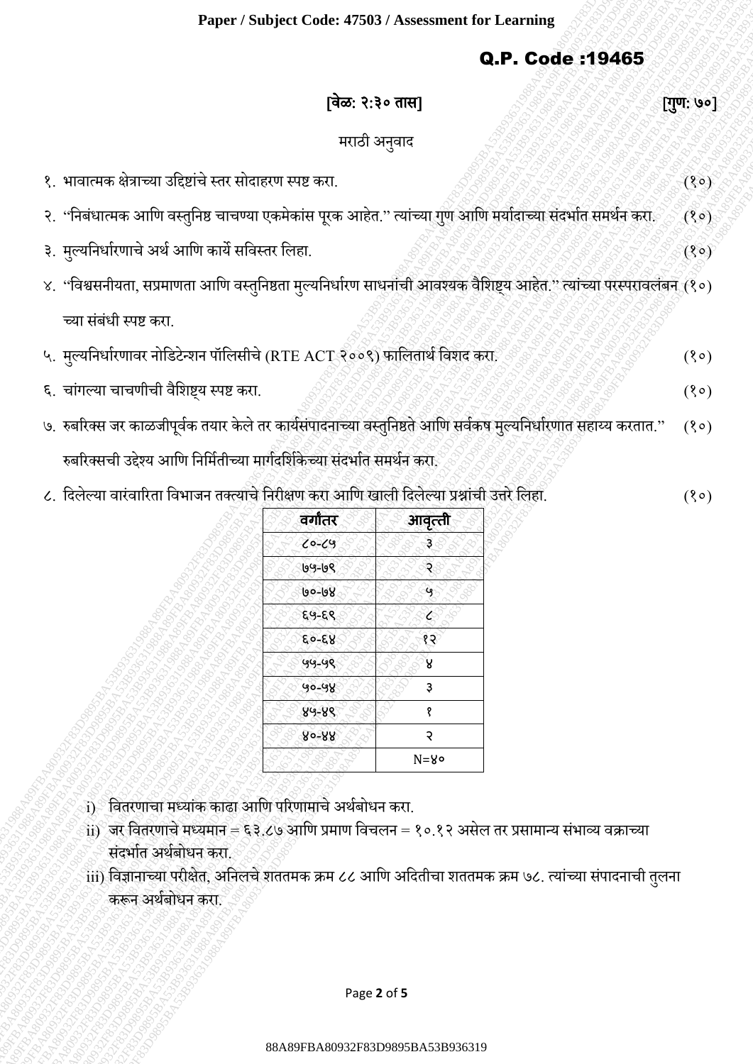Paper / Subject Code: 47503 / Assessment for Learning

## Q.P. Code :19465

**[वेळ: २:३० तास]** **[गुण: ७०]**

मराठी अनुवाद

१. भावात्मक क्षेत्राच्या उद्दिष्टांचे स्तर सोदाहरण स्पष्ट करा. (१०)

२. "निबंधात्मक आणि वस्तुनिष्ठ चाचण्या एकमेकांस पूरक आहेत." त्यांच्या गुण आणि मर्यादाच्या संदर्भात समर्थन करा. (१०)

३. मुल्यनिर्धारणाचे अर्थ आणि कार्ये सविस्तर लिहा. (१०)

४. "विश्वसनीयता, सप्रमाणता आणि वस्तुनिष्ठता मुल्यनिर्धारण साधनांची आवश्यक वैशिष्ट्य आहेत." त्यांच्या परस्परावलंबन च्या संबंधी स्पष्ट करा. (१०)

५. मुल्यनिर्धारणावर नोडिटेन्शन पॉलिसीचे (RTE ACT २००९) फालितार्थ विशद करा. (१०)

६. चांगल्या चाचणीची वैशिष्ट्य स्पष्ट करा. (१०)

७. रुबरिक्स जर काळजीपूर्वक तयार केले तर कार्यसंपादनाच्या वस्तुनिष्ठते आणि सर्वकष मुल्यनिर्धारणात सहाय्य करतात." रुबरिक्सची उद्देश्य आणि निर्मितीच्या मार्गदर्शिकेच्या संदर्भात समर्थन करा. (१०)

८. दिलेल्या वारंवारिता विभाजन तक्त्याचे निरीक्षण करा आणि खाली दिलेल्या प्रश्नांची उत्तरे लिहा. (१०)

| वर्गांतर | आवृत्ती |
|---|---|
| ८०-८५ | ३ |
| ७५-७९ | २ |
| ७०-७४ | ५ |
| ६५-६९ | ८ |
| ६०-६४ | १२ |
| ५५-५९ | ४ |
| ५०-५४ | ३ |
| ४५-४९ | १ |
| ४०-४४ | २ |
| | N=४० |

i) वितरणाचा मध्यांक काढा आणि परिणामाचे अर्थबोधन करा.

ii) जर वितरणाचे मध्यमान = ६३.८७ आणि प्रमाण विचलन = १०.१२ असेल तर प्रसामान्य संभाव्य वक्राच्या संदर्भात अर्थबोधन करा.

iii) विज्ञानाच्या परीक्षेत, अनिलचे शततमक क्रम ८८ आणि अदितीचा शततमक क्रम ७८. त्यांच्या संपादनाची तुलना करून अर्थबोधन करा.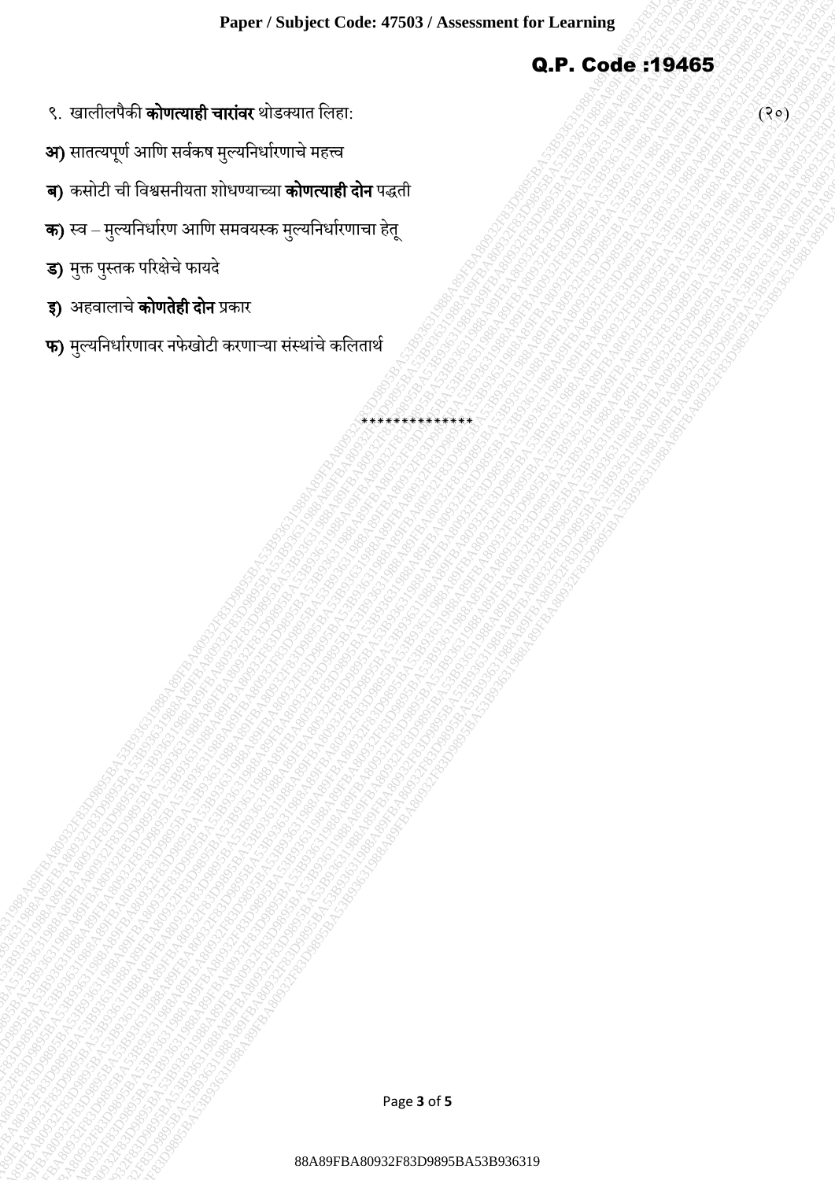९. खालीलपैकी **कोणत्याही चारांवर** थोडक्यात लिहा: (२०)

**अ)** सातत्यपूर्ण आणि सर्वकष मुल्यनिर्धारणाचे महत्त्व

**ब)** कसोटी ची विश्वसनीयता शोधण्याच्या **कोणत्याही दोन** पद्धती

**क)** स्व – मुल्यनिर्धारण आणि समवयस्क मुल्यनिर्धारणाचा हेतू

**ड)** मुक्त पुस्तक परिक्षेचे फायदे

**इ)** अहवालाचे **कोणतेही दोन** प्रकार

**फ)** मुल्यनिर्धारणावर नफेखोटी करणाऱ्या संस्थांचे कलितार्थ

**************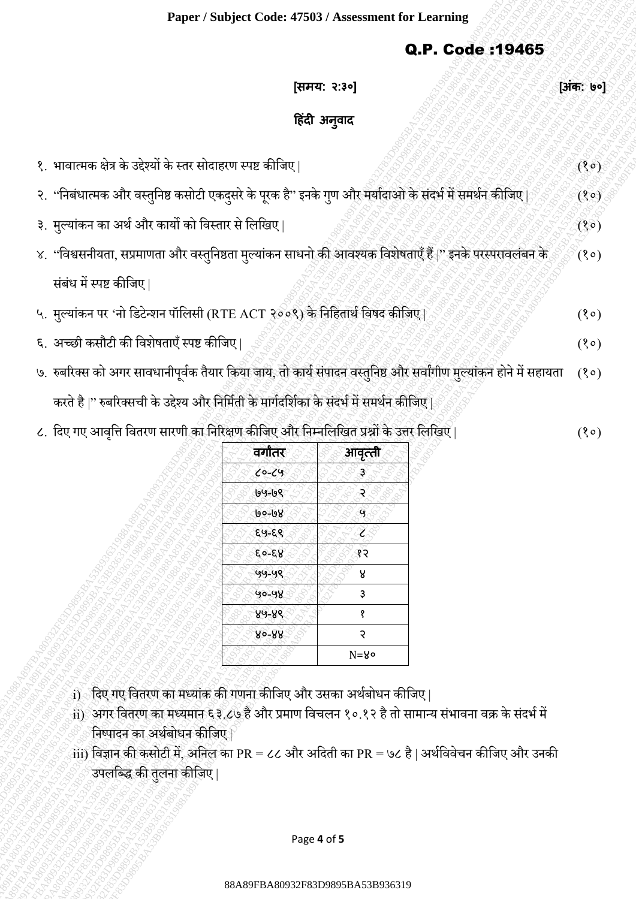Paper / Subject Code: 47503 / Assessment for Learning

## Q.P. Code :19465

**[समय: २:३०]** **[अंक: ७०]**

### हिंदी अनुवाद

१. भावात्मक क्षेत्र के उद्देश्यों के स्तर सोदाहरण स्पष्ट कीजिए | (१०)

२. "निबंधात्मक और वस्तुनिष्ठ कसोटी एकदुसरे के पूरक है" इनके गुण और मर्यादाओ के संदर्भ में समर्थन कीजिए | (१०)

३. मुल्यांकन का अर्थ और कार्यो को विस्तार से लिखिए | (१०)

४. "विश्वसनीयता, सप्रमाणता और वस्तुनिष्ठता मुल्यांकन साधनो की आवश्यक विशेषताएँ हैं |" इनके परस्परावलंबन के संबंध में स्पष्ट कीजिए | (१०)

५. मुल्यांकन पर 'नो डिटेन्शन पॉलिसी (RTE ACT २००९) के निहितार्थ विषद कीजिए | (१०)

६. अच्छी कसौटी की विशेषताएँ स्पष्ट कीजिए | (१०)

७. रुबरिक्स को अगर सावधानीपूर्वक तैयार किया जाय, तो कार्य संपादन वस्तुनिष्ठ और सर्वांगीण मुल्यांकन होने में सहायता करते है |" रुबरिक्सची के उद्देश्य और निर्मिती के मार्गदर्शिका के संदर्भ में समर्थन कीजिए | (१०)

८. दिए गए आवृत्ति वितरण सारणी का निरिक्षण कीजिए और निम्नलिखित प्रश्नों के उत्तर लिखिए | (१०)

| वर्गांतर | आवृत्ती |
|---|---|
| ८०-८५ | ३ |
| ७५-७९ | २ |
| ७०-७४ | ५ |
| ६५-६९ | ८ |
| ६०-६४ | १२ |
| ५५-५९ | ४ |
| ५०-५४ | ३ |
| ४५-४९ | १ |
| ४०-४४ | २ |
| | N=४० |

i) दिए गए वितरण का मध्यांक की गणना कीजिए और उसका अर्थबोधन कीजिए |

ii) अगर वितरण का मध्यमान ६३.८७ है और प्रमाण विचलन १०.१२ है तो सामान्य संभावना वक्र के संदर्भ में निष्पादन का अर्थबोधन कीजिए |

iii) विज्ञान की कसोटी में, अनिल का PR = ८८ और अदिती का PR = ७८ है | अर्थविवेचन कीजिए और उनकी उपलब्धि की तुलना कीजिए |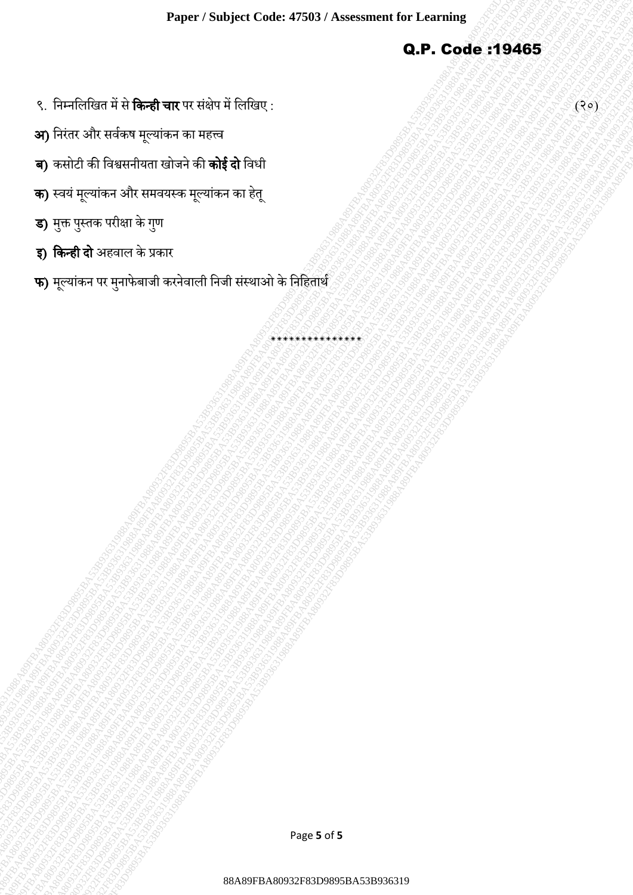९. निम्नलिखित में से **किन्ही चार** पर संक्षेप में लिखिए : (२०)

**अ)** निरंतर और सर्वकष मूल्यांकन का महत्त्व

**ब)** कसोटी की विश्वसनीयता खोजने की **कोई दो** विधी

**क)** स्वयं मूल्यांकन और समवयस्क मूल्यांकन का हेतू

**ड)** मुक्त पुस्तक परीक्षा के गुण

**इ)** **किन्ही दो** अहवाल के प्रकार

**फ)** मूल्यांकन पर मुनाफेबाजी करनेवाली निजी संस्थाओ के निहितार्थ

***************